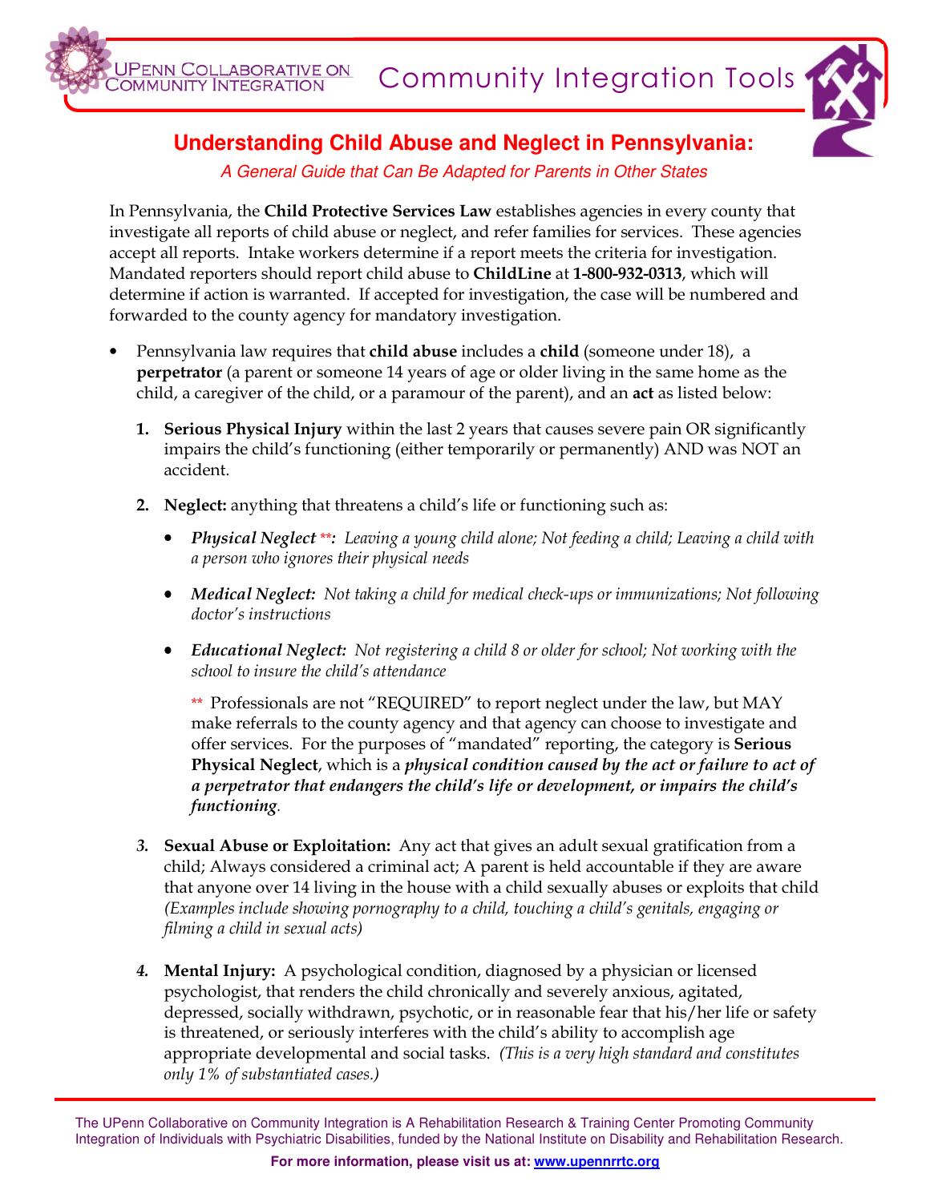# Understanding Child Abuse and Neglect in Pennsylvania:

*A General Guide that Can Be Adapted for Parents in Other States*

In Pennsylvania, the **Child Protective Services Law** establishes agencies in every county that investigate all reports of child abuse or neglect, and refer families for services. These agencies accept all reports. Intake workers determine if a report meets the criteria for investigation. Mandated reporters should report child abuse to **ChildLine** at **1-800-932-0313**, which will determine if action is warranted. If accepted for investigation, the case will be numbered and forwarded to the county agency for mandatory investigation.

- Pennsylvania law requires that **child abuse** includes a **child** (someone under 18), a **perpetrator** (a parent or someone 14 years of age or older living in the same home as the child, a caregiver of the child, or a paramour of the parent), and an **act** as listed below:

  1. **Serious Physical Injury** within the last 2 years that causes severe pain OR significantly impairs the child's functioning (either temporarily or permanently) AND was NOT an accident.

  2. **Neglect:** anything that threatens a child's life or functioning such as:

     - ***Physical Neglect*** ****:*** *Leaving a young child alone; Not feeding a child; Leaving a child with a person who ignores their physical needs*

     - ***Medical Neglect:*** *Not taking a child for medical check-ups or immunizations; Not following doctor's instructions*

     - ***Educational Neglect:*** *Not registering a child 8 or older for school; Not working with the school to insure the child's attendance*

     ** Professionals are not "REQUIRED" to report neglect under the law, but MAY make referrals to the county agency and that agency can choose to investigate and offer services. For the purposes of "mandated" reporting, the category is **Serious Physical Neglect**, which is a ***physical condition caused by the act or failure to act of a perpetrator that endangers the child's life or development, or impairs the child's functioning***.

  3. **Sexual Abuse or Exploitation:** Any act that gives an adult sexual gratification from a child; Always considered a criminal act; A parent is held accountable if they are aware that anyone over 14 living in the house with a child sexually abuses or exploits that child *(Examples include showing pornography to a child, touching a child's genitals, engaging or filming a child in sexual acts)*

  4. **Mental Injury:** A psychological condition, diagnosed by a physician or licensed psychologist, that renders the child chronically and severely anxious, agitated, depressed, socially withdrawn, psychotic, or in reasonable fear that his/her life or safety is threatened, or seriously interferes with the child's ability to accomplish age appropriate developmental and social tasks. *(This is a very high standard and constitutes only 1% of substantiated cases.)*

The UPenn Collaborative on Community Integration is A Rehabilitation Research & Training Center Promoting Community Integration of Individuals with Psychiatric Disabilities, funded by the National Institute on Disability and Rehabilitation Research.

**For more information, please visit us at: www.upennrrtc.org**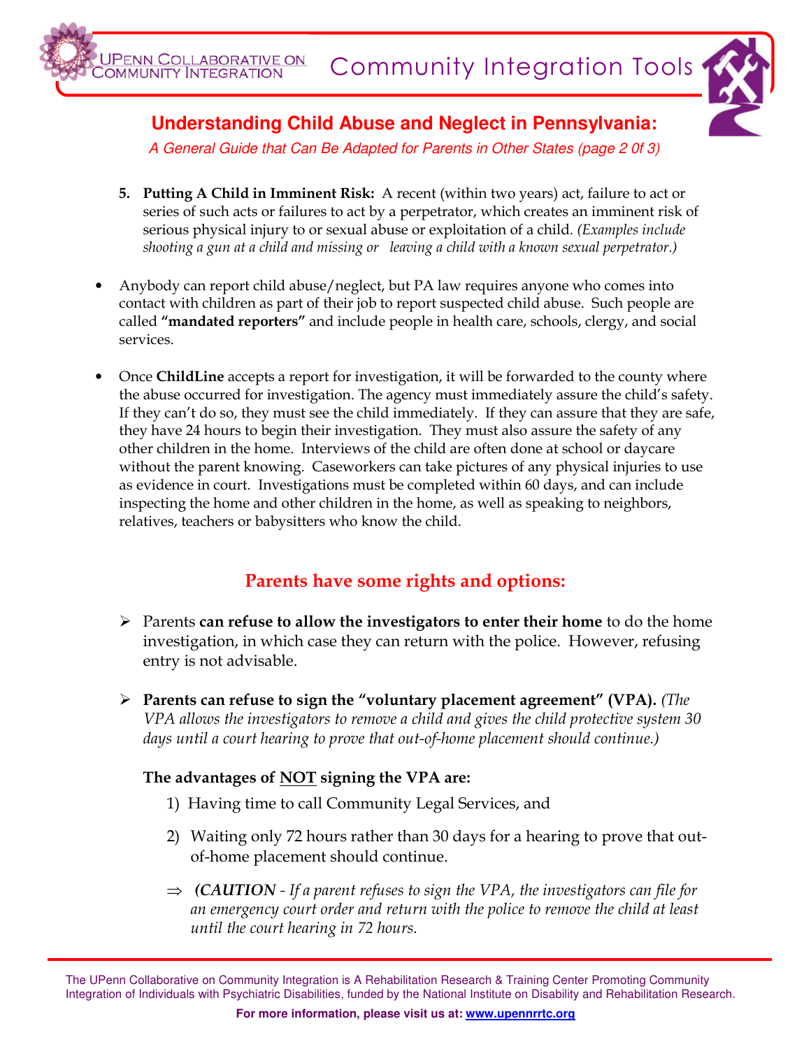## Understanding Child Abuse and Neglect in Pennsylvania:

*A General Guide that Can Be Adapted for Parents in Other States (page 2 0f 3)*

5. **Putting A Child in Imminent Risk:** A recent (within two years) act, failure to act or series of such acts or failures to act by a perpetrator, which creates an imminent risk of serious physical injury to or sexual abuse or exploitation of a child. *(Examples include shooting a gun at a child and missing or leaving a child with a known sexual perpetrator.)*

- Anybody can report child abuse/neglect, but PA law requires anyone who comes into contact with children as part of their job to report suspected child abuse. Such people are called **"mandated reporters"** and include people in health care, schools, clergy, and social services.

- Once **ChildLine** accepts a report for investigation, it will be forwarded to the county where the abuse occurred for investigation. The agency must immediately assure the child's safety. If they can't do so, they must see the child immediately. If they can assure that they are safe, they have 24 hours to begin their investigation. They must also assure the safety of any other children in the home. Interviews of the child are often done at school or daycare without the parent knowing. Caseworkers can take pictures of any physical injuries to use as evidence in court. Investigations must be completed within 60 days, and can include inspecting the home and other children in the home, as well as speaking to neighbors, relatives, teachers or babysitters who know the child.

## Parents have some rights and options:

- Parents **can refuse to allow the investigators to enter their home** to do the home investigation, in which case they can return with the police. However, refusing entry is not advisable.

- **Parents can refuse to sign the "voluntary placement agreement" (VPA).** *(The VPA allows the investigators to remove a child and gives the child protective system 30 days until a court hearing to prove that out-of-home placement should continue.)*

  **The advantages of NOT signing the VPA are:**

  1) Having time to call Community Legal Services, and
  2) Waiting only 72 hours rather than 30 days for a hearing to prove that out-of-home placement should continue.

  ⇒ ***(CAUTION** - If a parent refuses to sign the VPA, the investigators can file for an emergency court order and return with the police to remove the child at least until the court hearing in 72 hours.*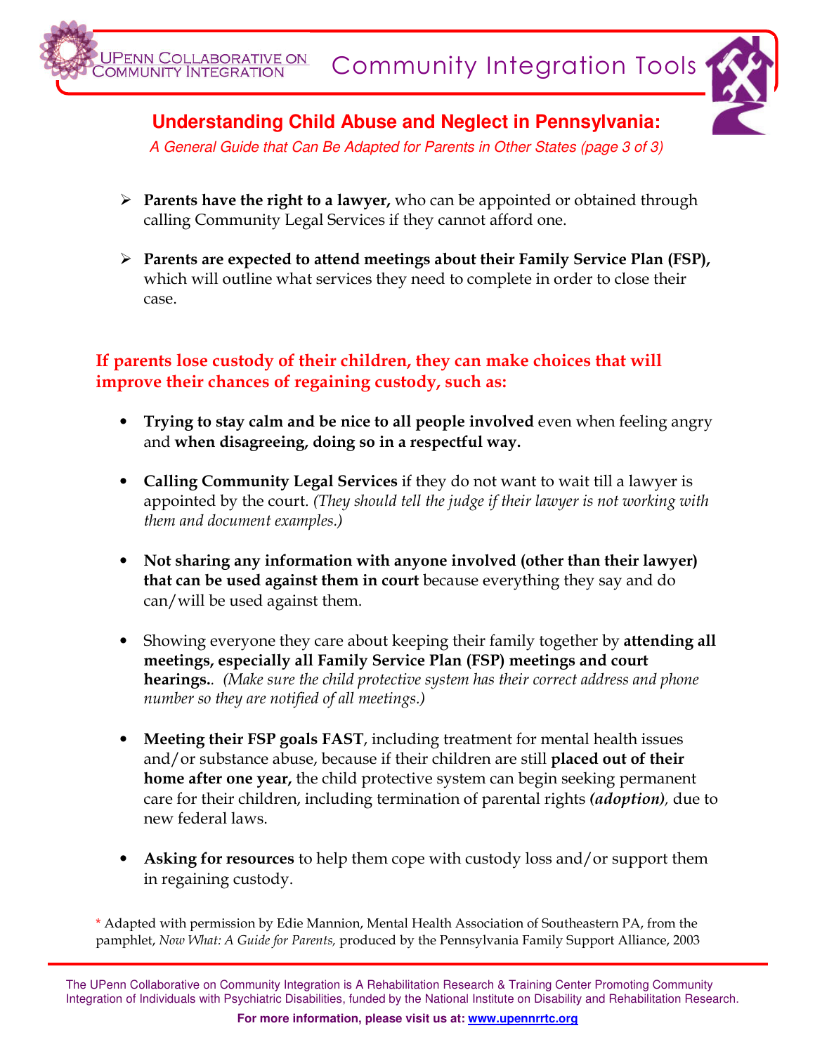## Understanding Child Abuse and Neglect in Pennsylvania:

*A General Guide that Can Be Adapted for Parents in Other States (page 3 of 3)*

- **Parents have the right to a lawyer,** who can be appointed or obtained through calling Community Legal Services if they cannot afford one.
- **Parents are expected to attend meetings about their Family Service Plan (FSP),** which will outline what services they need to complete in order to close their case.

### If parents lose custody of their children, they can make choices that will improve their chances of regaining custody, such as:

- **Trying to stay calm and be nice to all people involved** even when feeling angry and **when disagreeing, doing so in a respectful way.**
- **Calling Community Legal Services** if they do not want to wait till a lawyer is appointed by the court. *(They should tell the judge if their lawyer is not working with them and document examples.)*
- **Not sharing any information with anyone involved (other than their lawyer) that can be used against them in court** because everything they say and do can/will be used against them.
- Showing everyone they care about keeping their family together by **attending all meetings, especially all Family Service Plan (FSP) meetings and court hearings.**. *(Make sure the child protective system has their correct address and phone number so they are notified of all meetings.)*
- **Meeting their FSP goals FAST**, including treatment for mental health issues and/or substance abuse, because if their children are still **placed out of their home after one year,** the child protective system can begin seeking permanent care for their children, including termination of parental rights ***(adoption)***, due to new federal laws.
- **Asking for resources** to help them cope with custody loss and/or support them in regaining custody.

\* Adapted with permission by Edie Mannion, Mental Health Association of Southeastern PA, from the pamphlet, *Now What: A Guide for Parents,* produced by the Pennsylvania Family Support Alliance, 2003

The UPenn Collaborative on Community Integration is A Rehabilitation Research & Training Center Promoting Community Integration of Individuals with Psychiatric Disabilities, funded by the National Institute on Disability and Rehabilitation Research.

**For more information, please visit us at: www.upennrrtc.org**